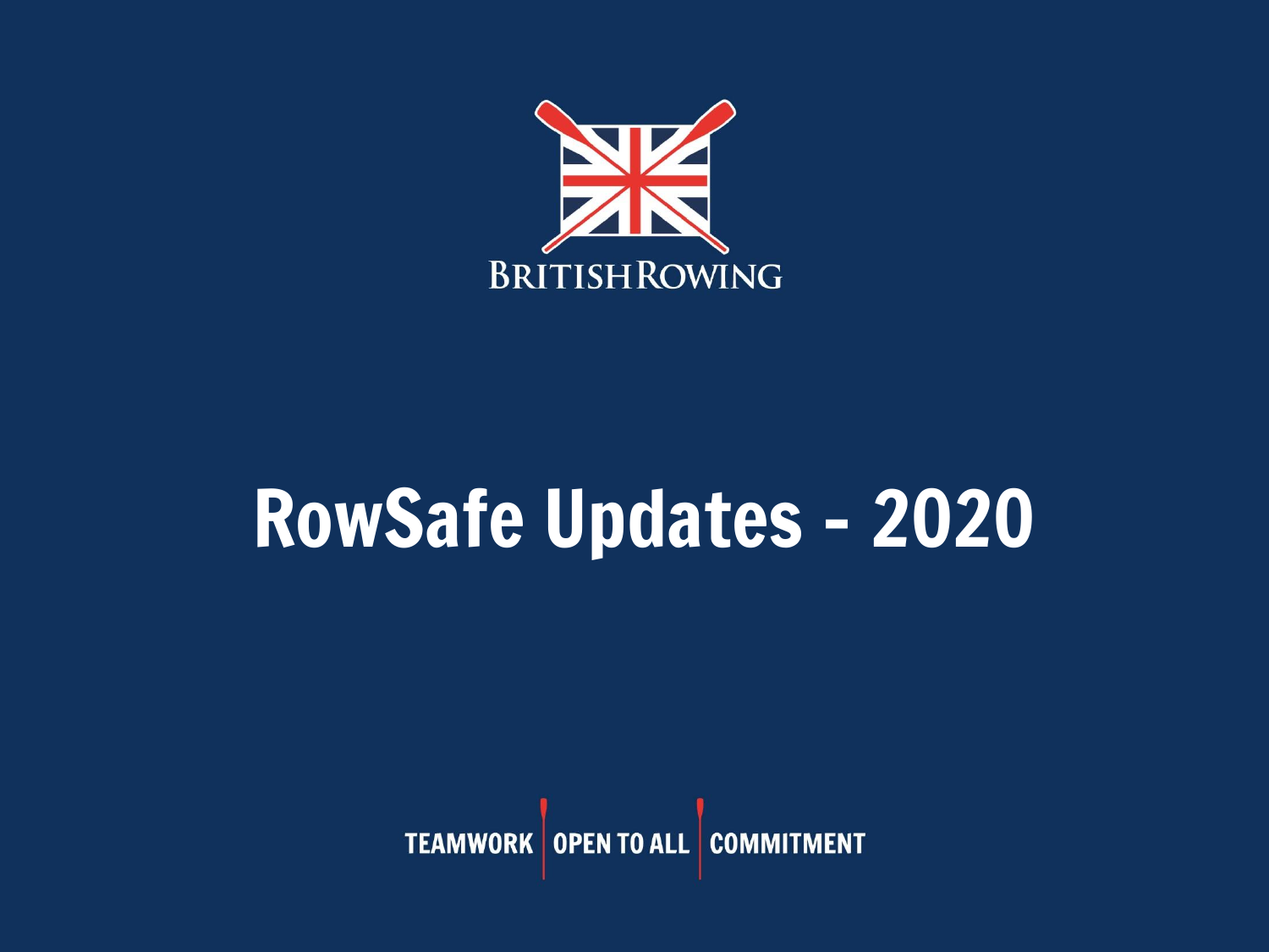BRITISH ROWING

# RowSafe Updates - 2020

TEAMWORK | OPEN TO ALL | COMMITMENT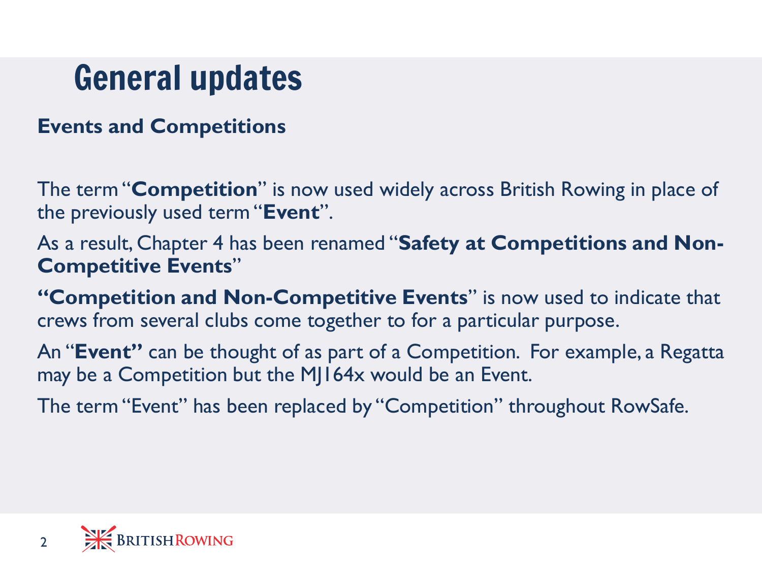# General updates

**Events and Competitions**

The term "**Competition**" is now used widely across British Rowing in place of the previously used term "**Event**".

As a result, Chapter 4 has been renamed "**Safety at Competitions and Non-Competitive Events**"

**"Competition and Non-Competitive Events**" is now used to indicate that crews from several clubs come together to for a particular purpose.

An "**Event"** can be thought of as part of a Competition. For example, a Regatta may be a Competition but the MJ164x would be an Event.

The term "Event" has been replaced by "Competition" throughout RowSafe.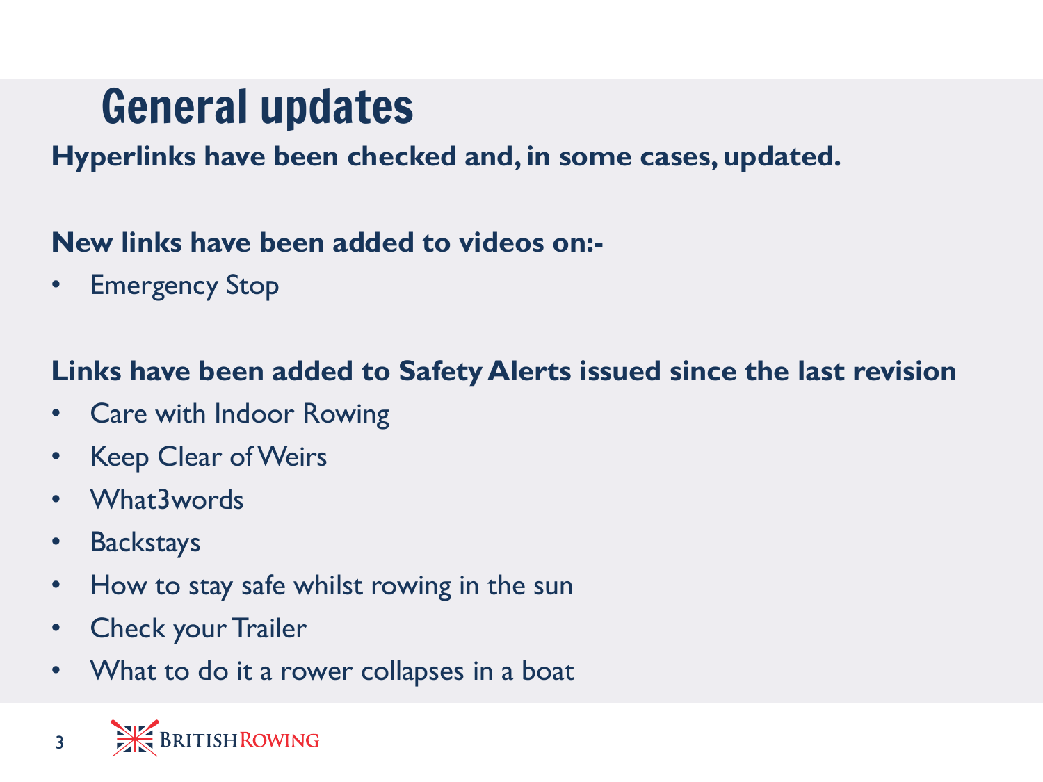# General updates

**Hyperlinks have been checked and, in some cases, updated.**

**New links have been added to videos on:-**

- Emergency Stop

**Links have been added to Safety Alerts issued since the last revision**

- Care with Indoor Rowing
- Keep Clear of Weirs
- What3words
- Backstays
- How to stay safe whilst rowing in the sun
- Check your Trailer
- What to do it a rower collapses in a boat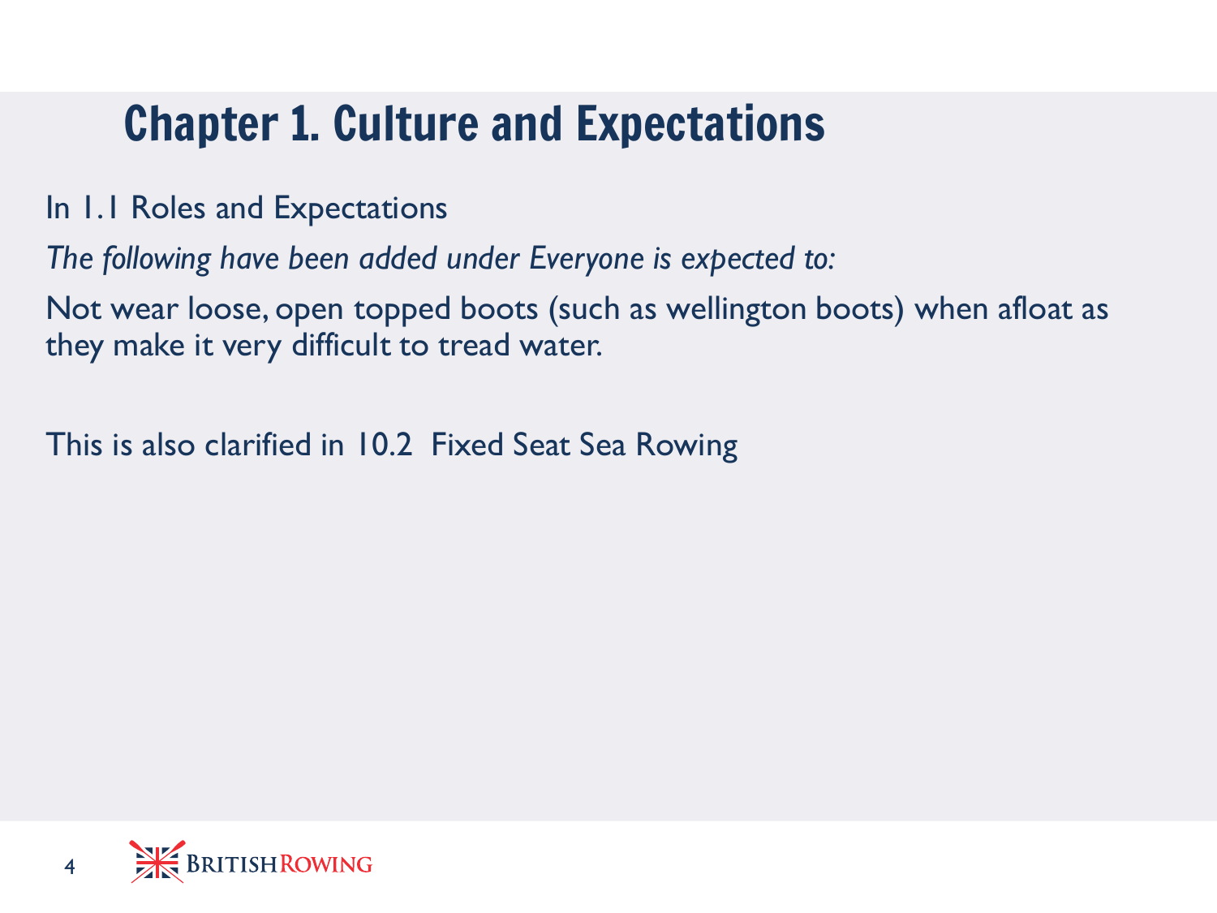# Chapter 1. Culture and Expectations

In 1.1 Roles and Expectations

*The following have been added under Everyone is expected to:*

Not wear loose, open topped boots (such as wellington boots) when afloat as they make it very difficult to tread water.

This is also clarified in 10.2 Fixed Seat Sea Rowing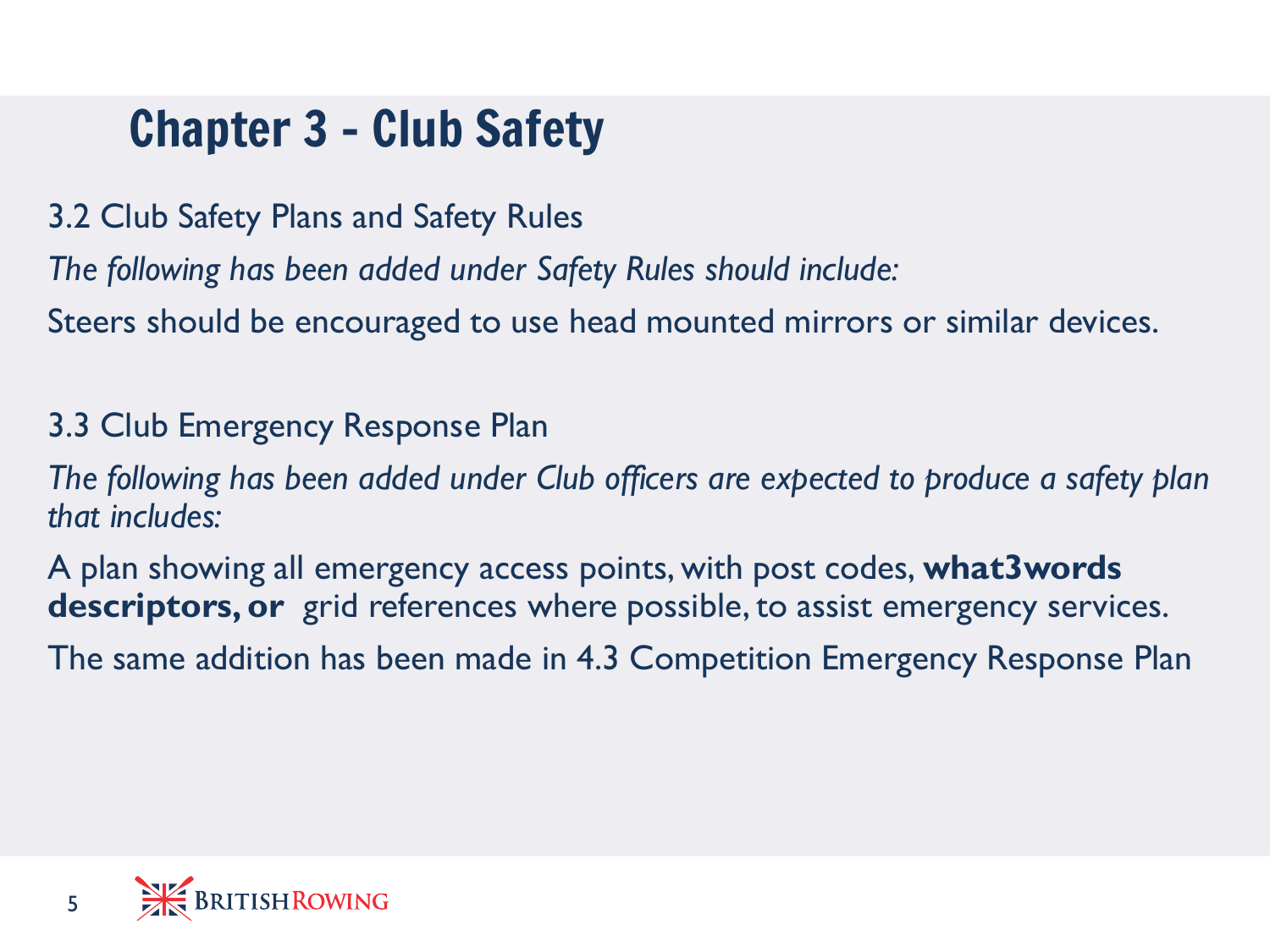# Chapter 3 - Club Safety

3.2 Club Safety Plans and Safety Rules

*The following has been added under Safety Rules should include:*

Steers should be encouraged to use head mounted mirrors or similar devices.

3.3 Club Emergency Response Plan

*The following has been added under Club officers are expected to produce a safety plan that includes:*

A plan showing all emergency access points, with post codes, **what3words descriptors, or** grid references where possible, to assist emergency services.

The same addition has been made in 4.3 Competition Emergency Response Plan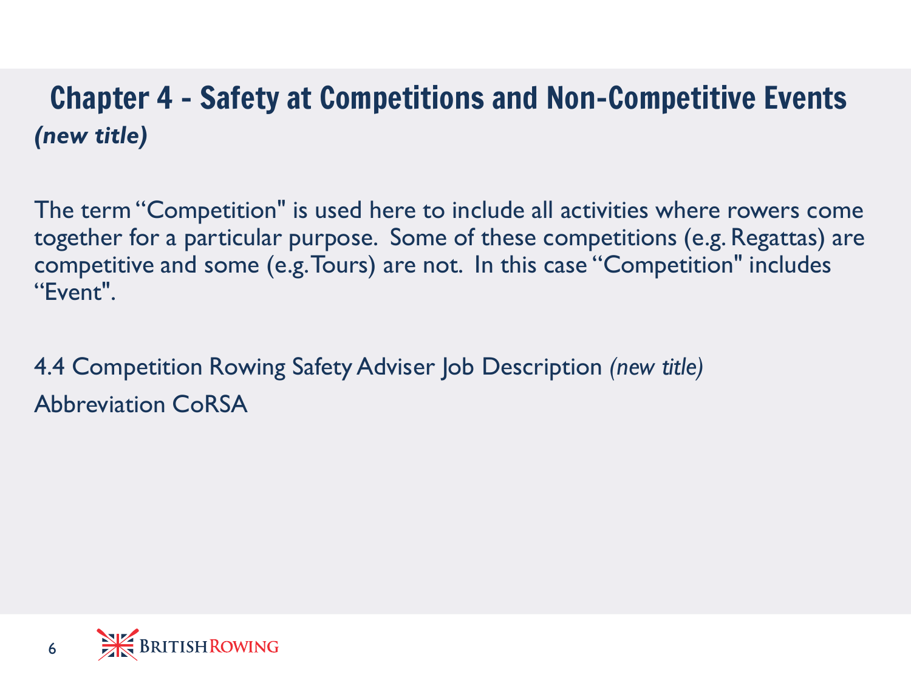# Chapter 4 - Safety at Competitions and Non-Competitive Events

***(new title)***

The term "Competition" is used here to include all activities where rowers come together for a particular purpose. Some of these competitions (e.g. Regattas) are competitive and some (e.g. Tours) are not. In this case "Competition" includes "Event".

4.4 Competition Rowing Safety Adviser Job Description *(new title)*

Abbreviation CoRSA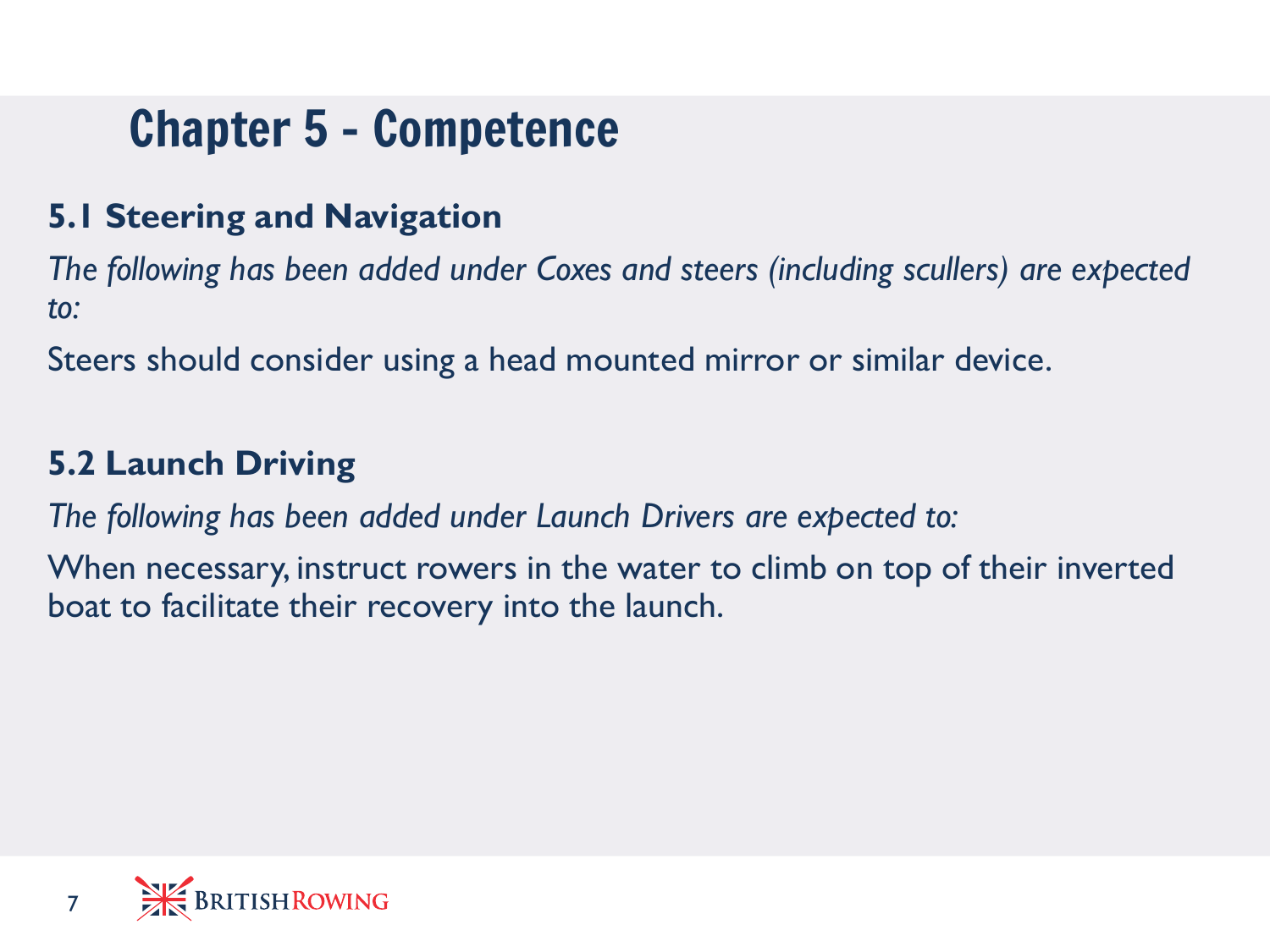# Chapter 5 - Competence

## 5.1 Steering and Navigation

*The following has been added under Coxes and steers (including scullers) are expected to:*

Steers should consider using a head mounted mirror or similar device.

## 5.2 Launch Driving

*The following has been added under Launch Drivers are expected to:*

When necessary, instruct rowers in the water to climb on top of their inverted boat to facilitate their recovery into the launch.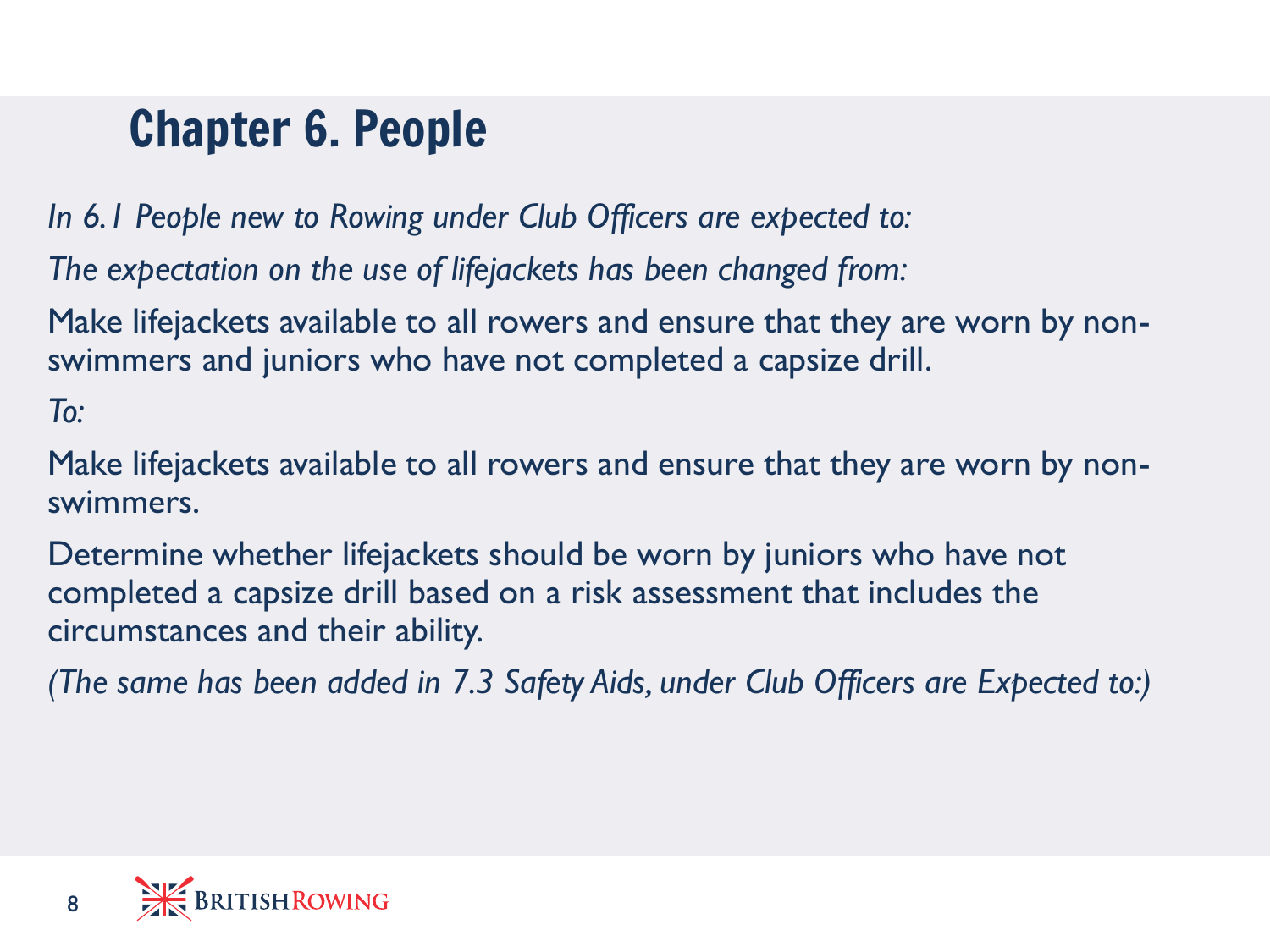# Chapter 6. People

*In 6.1 People new to Rowing under Club Officers are expected to:*

*The expectation on the use of lifejackets has been changed from:*

Make lifejackets available to all rowers and ensure that they are worn by non-swimmers and juniors who have not completed a capsize drill.

*To:*

Make lifejackets available to all rowers and ensure that they are worn by non-swimmers.

Determine whether lifejackets should be worn by juniors who have not completed a capsize drill based on a risk assessment that includes the circumstances and their ability.

*(The same has been added in 7.3 Safety Aids, under Club Officers are Expected to:)*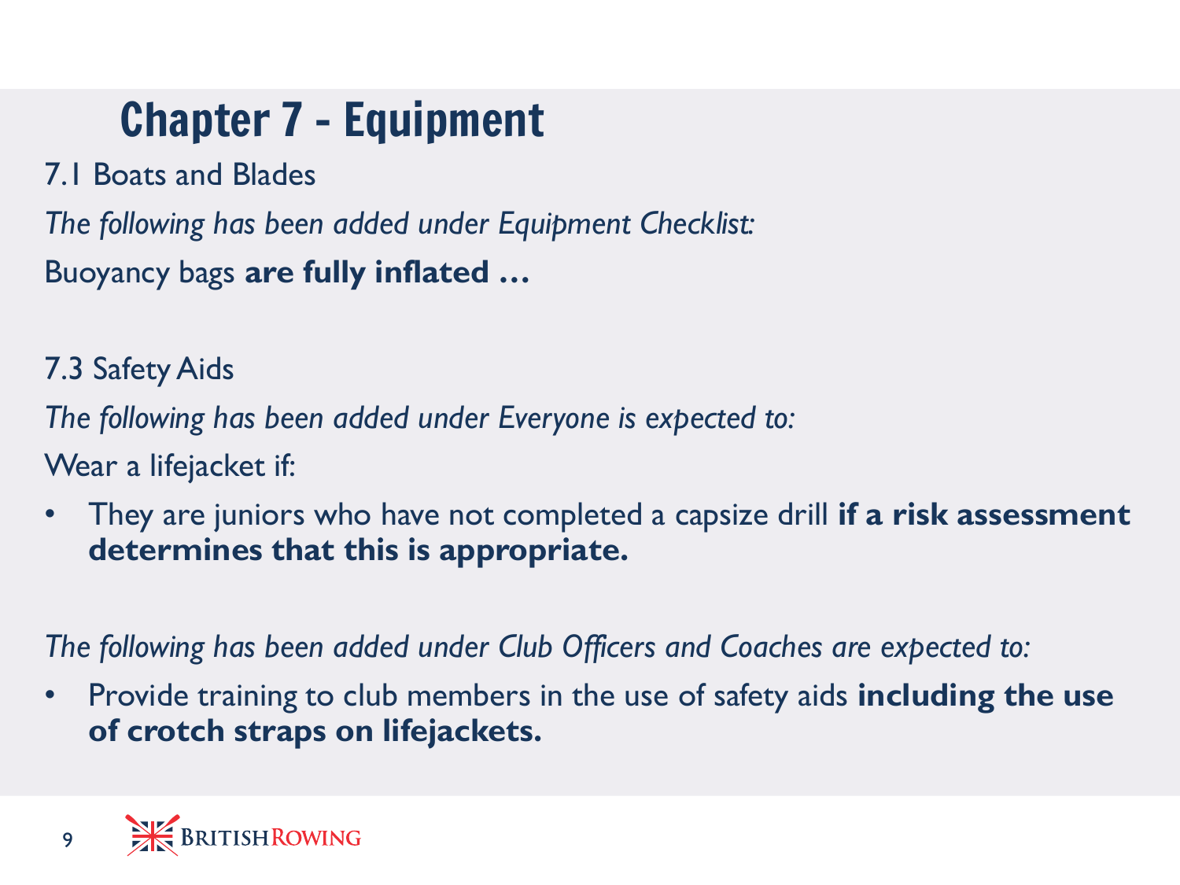# Chapter 7 - Equipment

7.1 Boats and Blades

*The following has been added under Equipment Checklist:*

Buoyancy bags **are fully inflated …**

7.3 Safety Aids

*The following has been added under Everyone is expected to:*

Wear a lifejacket if:

- They are juniors who have not completed a capsize drill **if a risk assessment determines that this is appropriate.**

*The following has been added under Club Officers and Coaches are expected to:*

- Provide training to club members in the use of safety aids **including the use of crotch straps on lifejackets.**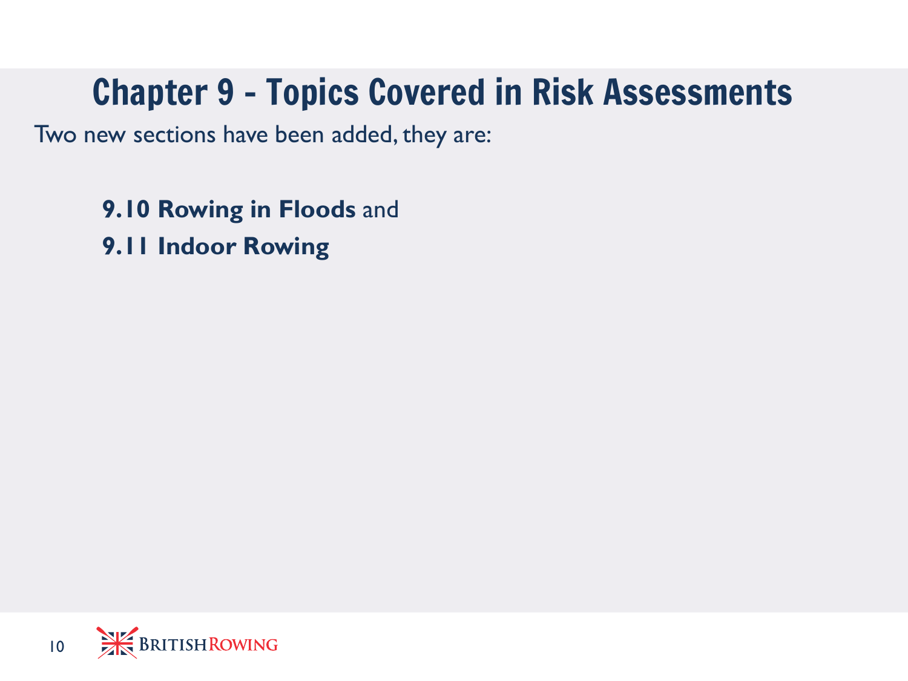# Chapter 9 - Topics Covered in Risk Assessments

Two new sections have been added, they are:

**9.10 Rowing in Floods** and

**9.11 Indoor Rowing**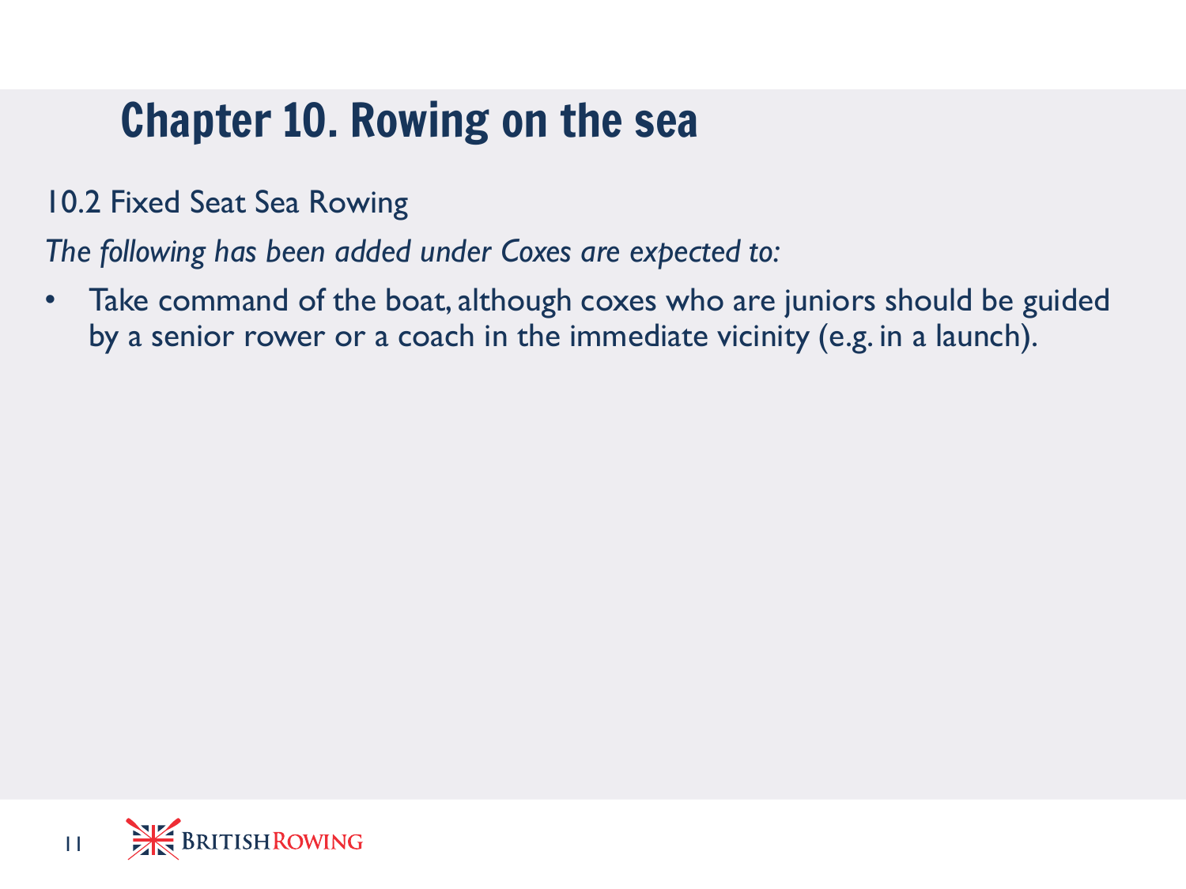# Chapter 10. Rowing on the sea

10.2 Fixed Seat Sea Rowing

*The following has been added under Coxes are expected to:*

- Take command of the boat, although coxes who are juniors should be guided by a senior rower or a coach in the immediate vicinity (e.g. in a launch).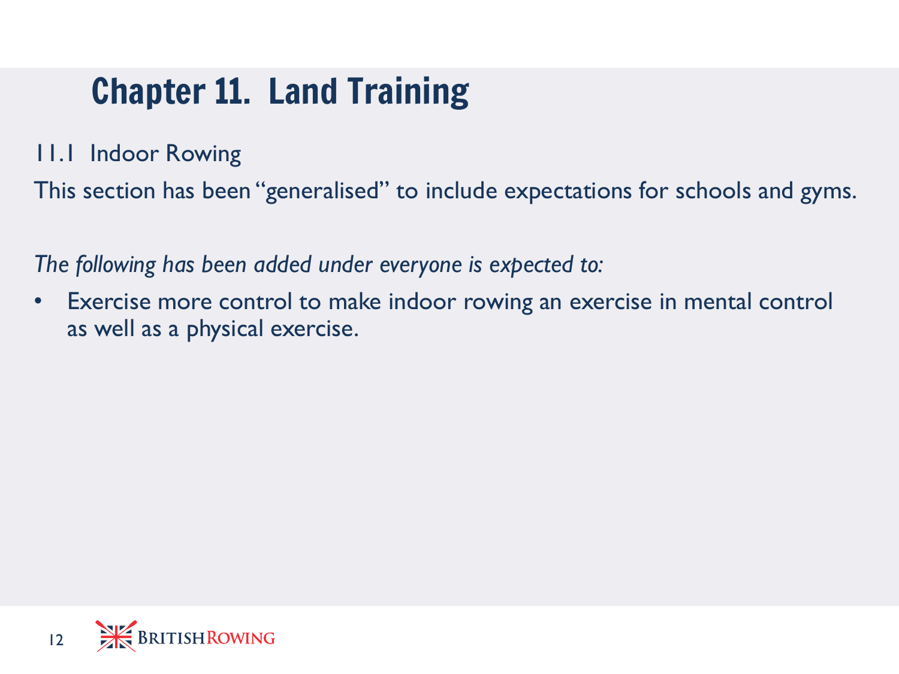# Chapter 11. Land Training

## 11.1 Indoor Rowing

This section has been "generalised" to include expectations for schools and gyms.

*The following has been added under everyone is expected to:*

- Exercise more control to make indoor rowing an exercise in mental control as well as a physical exercise.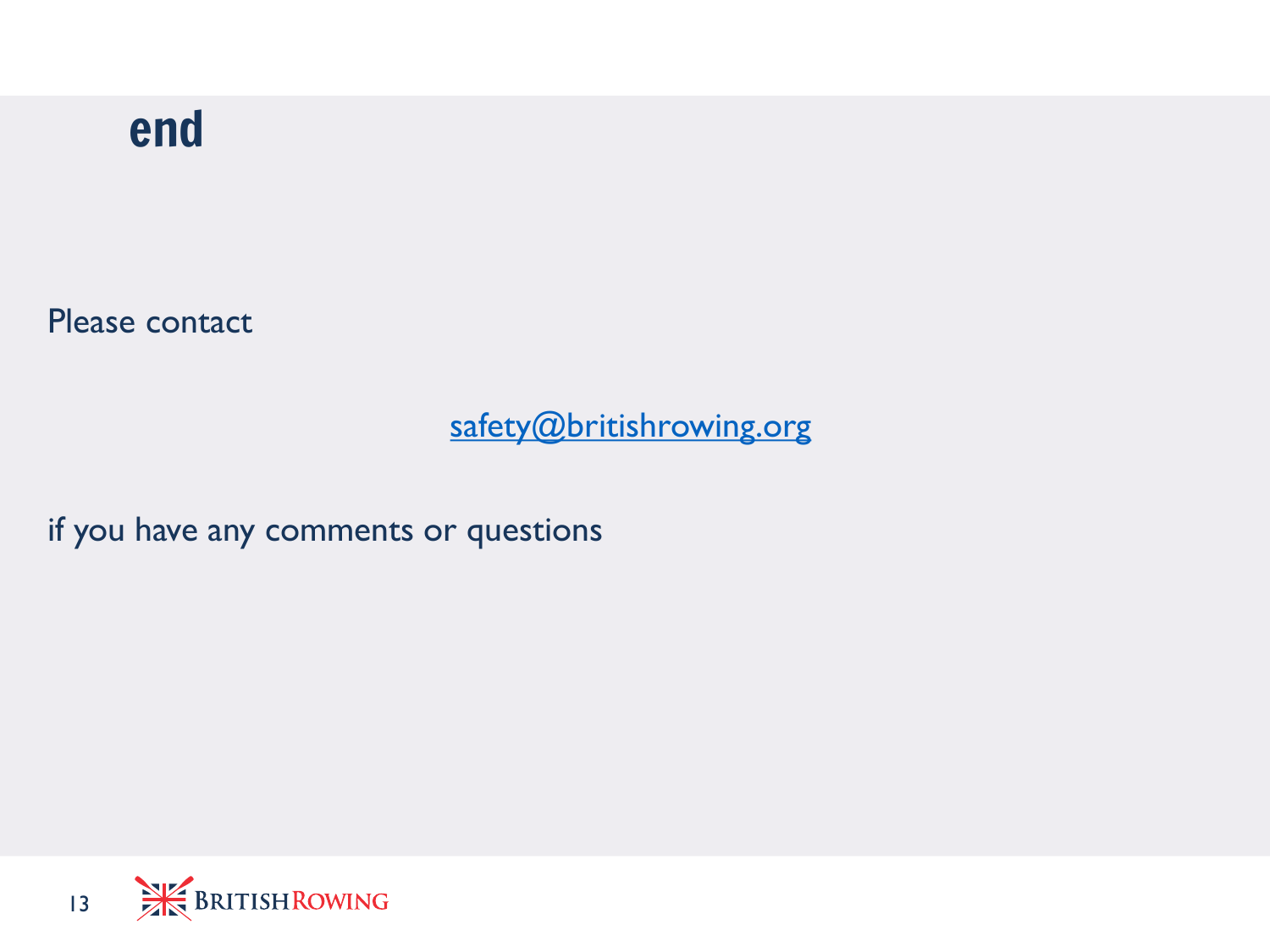# end

Please contact

safety@britishrowing.org

if you have any comments or questions